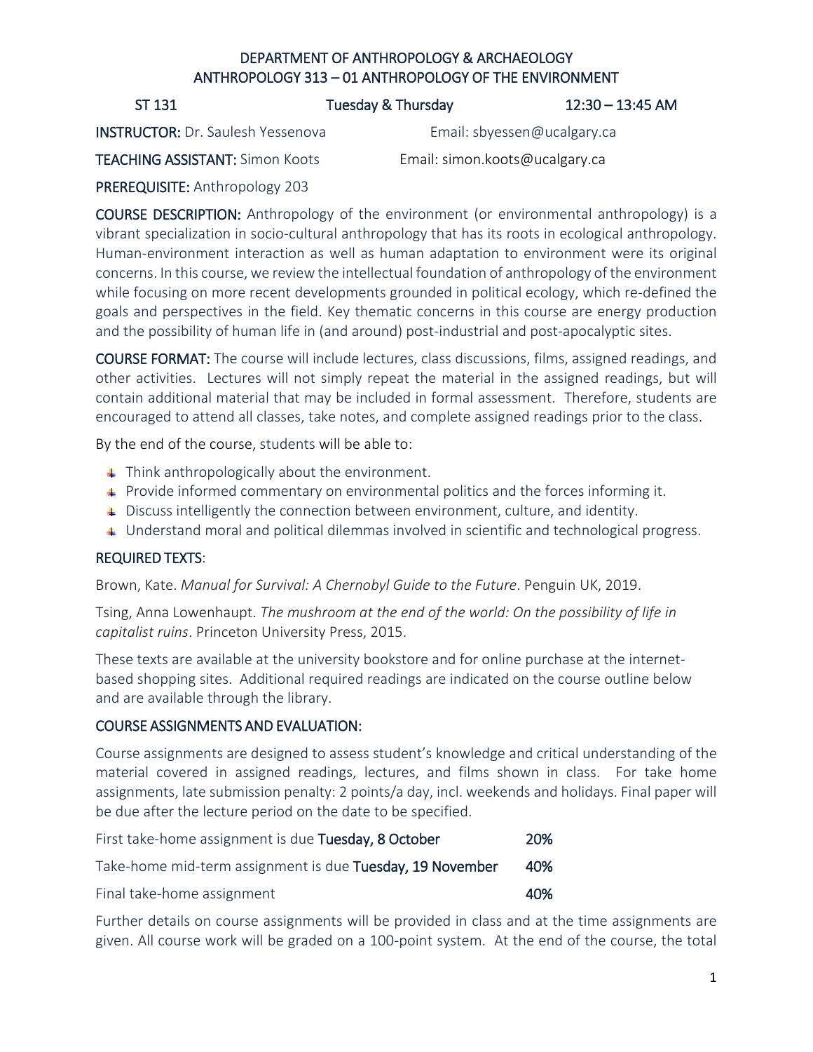# DEPARTMENT OF ANTHROPOLOGY & ARCHAEOLOGY
## ANTHROPOLOGY 313 – 01 ANTHROPOLOGY OF THE ENVIRONMENT

ST 131 | Tuesday & Thursday | 12:30 – 13:45 AM

**INSTRUCTOR:** Dr. Saulesh Yessenova | Email: sbyessen@ucalgary.ca

**TEACHING ASSISTANT:** Simon Koots | Email: simon.koots@ucalgary.ca

**PREREQUISITE:** Anthropology 203

**COURSE DESCRIPTION:** Anthropology of the environment (or environmental anthropology) is a vibrant specialization in socio-cultural anthropology that has its roots in ecological anthropology. Human-environment interaction as well as human adaptation to environment were its original concerns. In this course, we review the intellectual foundation of anthropology of the environment while focusing on more recent developments grounded in political ecology, which re-defined the goals and perspectives in the field. Key thematic concerns in this course are energy production and the possibility of human life in (and around) post-industrial and post-apocalyptic sites.

**COURSE FORMAT:** The course will include lectures, class discussions, films, assigned readings, and other activities. Lectures will not simply repeat the material in the assigned readings, but will contain additional material that may be included in formal assessment. Therefore, students are encouraged to attend all classes, take notes, and complete assigned readings prior to the class.

By the end of the course, students will be able to:

- Think anthropologically about the environment.
- Provide informed commentary on environmental politics and the forces informing it.
- Discuss intelligently the connection between environment, culture, and identity.
- Understand moral and political dilemmas involved in scientific and technological progress.

## REQUIRED TEXTS:

Brown, Kate. *Manual for Survival: A Chernobyl Guide to the Future*. Penguin UK, 2019.

Tsing, Anna Lowenhaupt. *The mushroom at the end of the world: On the possibility of life in capitalist ruins*. Princeton University Press, 2015.

These texts are available at the university bookstore and for online purchase at the internet-based shopping sites. Additional required readings are indicated on the course outline below and are available through the library.

## COURSE ASSIGNMENTS AND EVALUATION:

Course assignments are designed to assess student's knowledge and critical understanding of the material covered in assigned readings, lectures, and films shown in class. For take home assignments, late submission penalty: 2 points/a day, incl. weekends and holidays. Final paper will be due after the lecture period on the date to be specified.

| Assignment | Weight |
|---|---|
| First take-home assignment is due **Tuesday, 8 October** | 20% |
| Take-home mid-term assignment is due **Tuesday, 19 November** | 40% |
| Final take-home assignment | 40% |

Further details on course assignments will be provided in class and at the time assignments are given. All course work will be graded on a 100-point system. At the end of the course, the total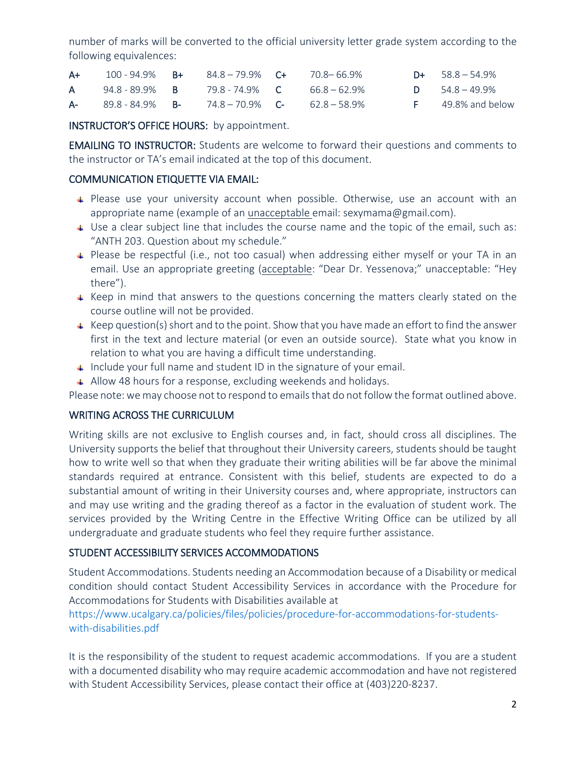number of marks will be converted to the official university letter grade system according to the following equivalences:

| | | | | | | | |
|---|---|---|---|---|---|---|---|
| **A+** | 100 - 94.9% | **B+** | 84.8 – 79.9% | **C+** | 70.8– 66.9% | **D+** | 58.8 – 54.9% |
| **A** | 94.8 - 89.9% | **B** | 79.8 - 74.9% | **C** | 66.8 – 62.9% | **D** | 54.8 – 49.9% |
| **A-** | 89.8 - 84.9% | **B-** | 74.8 – 70.9% | **C-** | 62.8 – 58.9% | **F** | 49.8% and below |

INSTRUCTOR'S OFFICE HOURS: by appointment.

EMAILING TO INSTRUCTOR: Students are welcome to forward their questions and comments to the instructor or TA's email indicated at the top of this document.

## COMMUNICATION ETIQUETTE VIA EMAIL:

- Please use your university account when possible. Otherwise, use an account with an appropriate name (example of an unacceptable email: sexymama@gmail.com).
- Use a clear subject line that includes the course name and the topic of the email, such as: "ANTH 203. Question about my schedule."
- Please be respectful (i.e., not too casual) when addressing either myself or your TA in an email. Use an appropriate greeting (acceptable: "Dear Dr. Yessenova;" unacceptable: "Hey there").
- Keep in mind that answers to the questions concerning the matters clearly stated on the course outline will not be provided.
- Keep question(s) short and to the point. Show that you have made an effort to find the answer first in the text and lecture material (or even an outside source). State what you know in relation to what you are having a difficult time understanding.
- Include your full name and student ID in the signature of your email.
- Allow 48 hours for a response, excluding weekends and holidays.

Please note: we may choose not to respond to emails that do not follow the format outlined above.

## WRITING ACROSS THE CURRICULUM

Writing skills are not exclusive to English courses and, in fact, should cross all disciplines. The University supports the belief that throughout their University careers, students should be taught how to write well so that when they graduate their writing abilities will be far above the minimal standards required at entrance. Consistent with this belief, students are expected to do a substantial amount of writing in their University courses and, where appropriate, instructors can and may use writing and the grading thereof as a factor in the evaluation of student work. The services provided by the Writing Centre in the Effective Writing Office can be utilized by all undergraduate and graduate students who feel they require further assistance.

## STUDENT ACCESSIBILITY SERVICES ACCOMMODATIONS

Student Accommodations. Students needing an Accommodation because of a Disability or medical condition should contact Student Accessibility Services in accordance with the Procedure for Accommodations for Students with Disabilities available at https://www.ucalgary.ca/policies/files/policies/procedure-for-accommodations-for-students-with-disabilities.pdf

It is the responsibility of the student to request academic accommodations. If you are a student with a documented disability who may require academic accommodation and have not registered with Student Accessibility Services, please contact their office at (403)220-8237.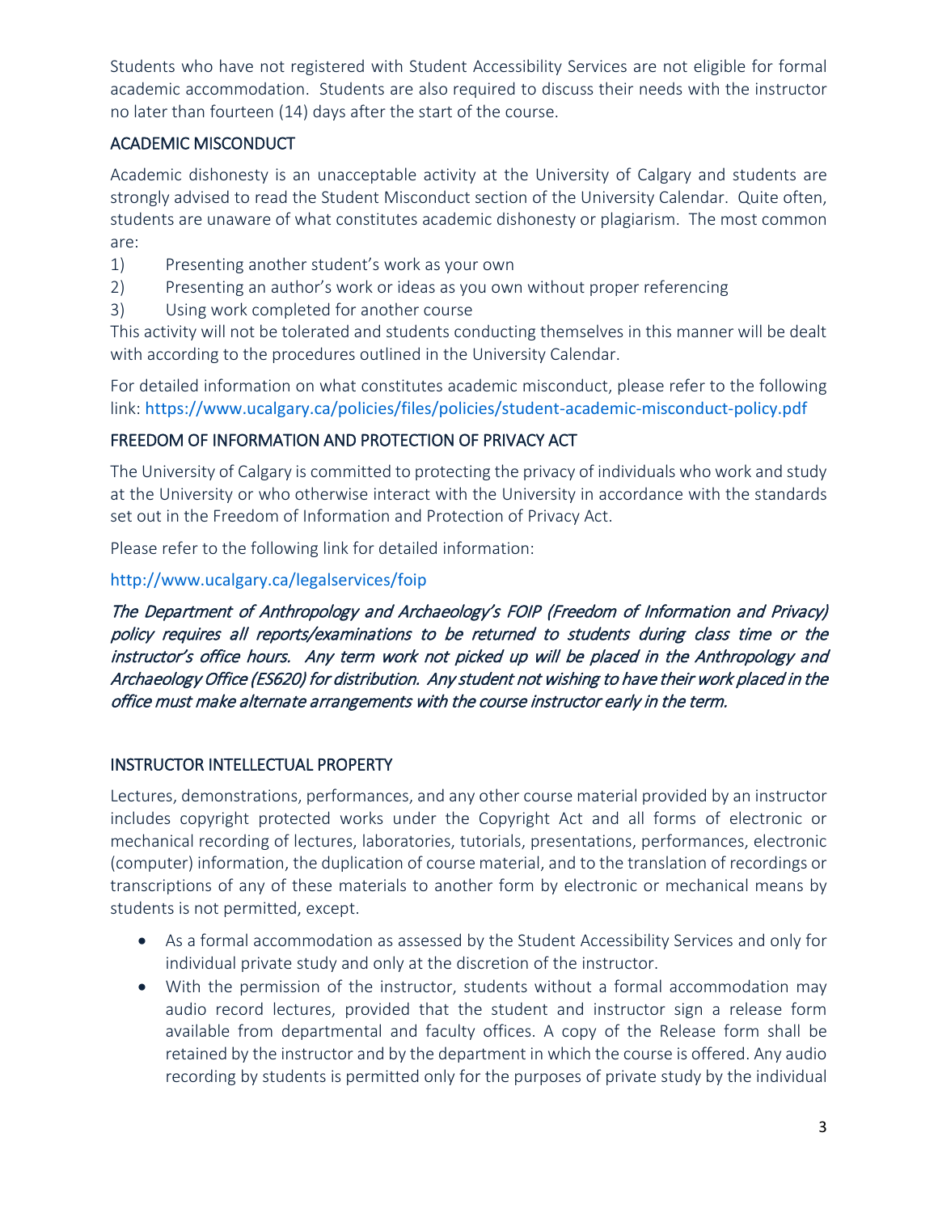Students who have not registered with Student Accessibility Services are not eligible for formal academic accommodation. Students are also required to discuss their needs with the instructor no later than fourteen (14) days after the start of the course.

## ACADEMIC MISCONDUCT

Academic dishonesty is an unacceptable activity at the University of Calgary and students are strongly advised to read the Student Misconduct section of the University Calendar. Quite often, students are unaware of what constitutes academic dishonesty or plagiarism. The most common are:

1) Presenting another student's work as your own
2) Presenting an author's work or ideas as you own without proper referencing
3) Using work completed for another course

This activity will not be tolerated and students conducting themselves in this manner will be dealt with according to the procedures outlined in the University Calendar.

For detailed information on what constitutes academic misconduct, please refer to the following link: https://www.ucalgary.ca/policies/files/policies/student-academic-misconduct-policy.pdf

## FREEDOM OF INFORMATION AND PROTECTION OF PRIVACY ACT

The University of Calgary is committed to protecting the privacy of individuals who work and study at the University or who otherwise interact with the University in accordance with the standards set out in the Freedom of Information and Protection of Privacy Act.

Please refer to the following link for detailed information:

http://www.ucalgary.ca/legalservices/foip

*The Department of Anthropology and Archaeology's FOIP (Freedom of Information and Privacy) policy requires all reports/examinations to be returned to students during class time or the instructor's office hours. Any term work not picked up will be placed in the Anthropology and Archaeology Office (ES620) for distribution. Any student not wishing to have their work placed in the office must make alternate arrangements with the course instructor early in the term.*

## INSTRUCTOR INTELLECTUAL PROPERTY

Lectures, demonstrations, performances, and any other course material provided by an instructor includes copyright protected works under the Copyright Act and all forms of electronic or mechanical recording of lectures, laboratories, tutorials, presentations, performances, electronic (computer) information, the duplication of course material, and to the translation of recordings or transcriptions of any of these materials to another form by electronic or mechanical means by students is not permitted, except.

- As a formal accommodation as assessed by the Student Accessibility Services and only for individual private study and only at the discretion of the instructor.
- With the permission of the instructor, students without a formal accommodation may audio record lectures, provided that the student and instructor sign a release form available from departmental and faculty offices. A copy of the Release form shall be retained by the instructor and by the department in which the course is offered. Any audio recording by students is permitted only for the purposes of private study by the individual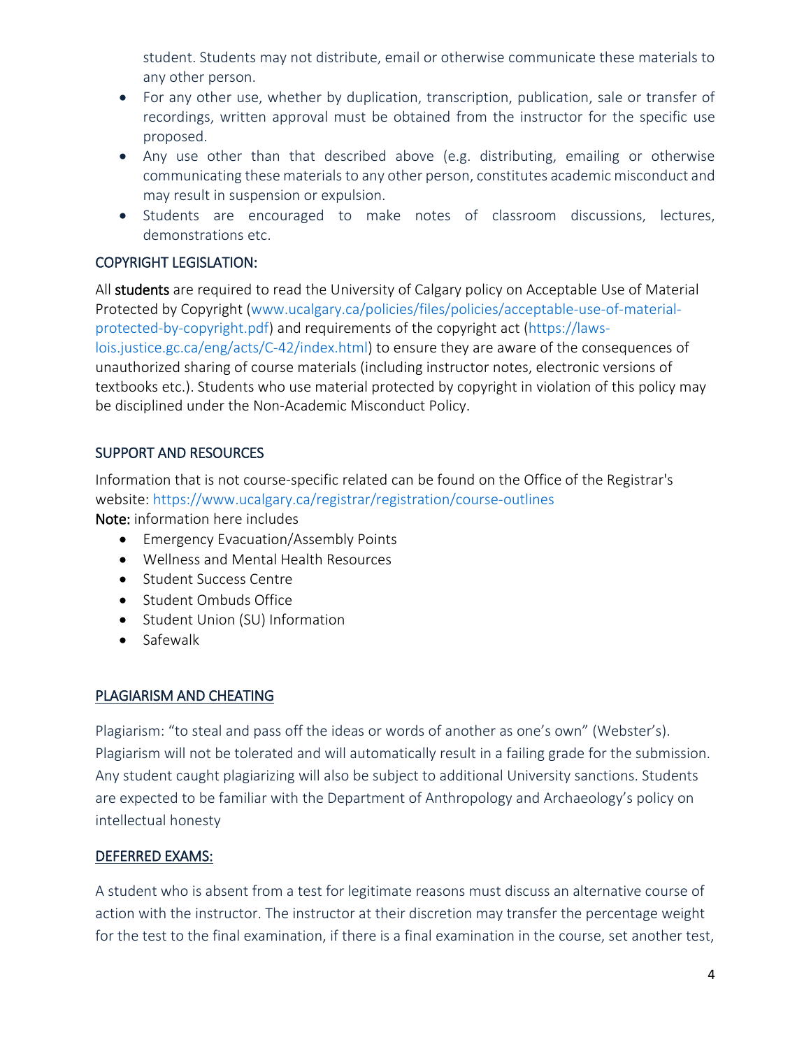student. Students may not distribute, email or otherwise communicate these materials to any other person.

- For any other use, whether by duplication, transcription, publication, sale or transfer of recordings, written approval must be obtained from the instructor for the specific use proposed.
- Any use other than that described above (e.g. distributing, emailing or otherwise communicating these materials to any other person, constitutes academic misconduct and may result in suspension or expulsion.
- Students are encouraged to make notes of classroom discussions, lectures, demonstrations etc.

## COPYRIGHT LEGISLATION:

All **students** are required to read the University of Calgary policy on Acceptable Use of Material Protected by Copyright (www.ucalgary.ca/policies/files/policies/acceptable-use-of-material-protected-by-copyright.pdf) and requirements of the copyright act (https://laws-lois.justice.gc.ca/eng/acts/C-42/index.html) to ensure they are aware of the consequences of unauthorized sharing of course materials (including instructor notes, electronic versions of textbooks etc.). Students who use material protected by copyright in violation of this policy may be disciplined under the Non-Academic Misconduct Policy.

## SUPPORT AND RESOURCES

Information that is not course-specific related can be found on the Office of the Registrar's website: https://www.ucalgary.ca/registrar/registration/course-outlines

**Note:** information here includes

- Emergency Evacuation/Assembly Points
- Wellness and Mental Health Resources
- Student Success Centre
- Student Ombuds Office
- Student Union (SU) Information
- Safewalk

## PLAGIARISM AND CHEATING

Plagiarism: "to steal and pass off the ideas or words of another as one's own" (Webster's). Plagiarism will not be tolerated and will automatically result in a failing grade for the submission. Any student caught plagiarizing will also be subject to additional University sanctions. Students are expected to be familiar with the Department of Anthropology and Archaeology's policy on intellectual honesty

## DEFERRED EXAMS:

A student who is absent from a test for legitimate reasons must discuss an alternative course of action with the instructor. The instructor at their discretion may transfer the percentage weight for the test to the final examination, if there is a final examination in the course, set another test,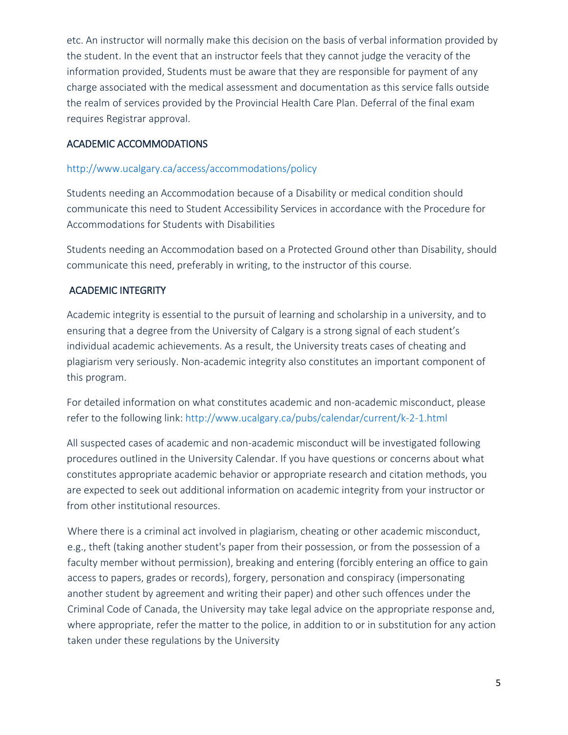etc. An instructor will normally make this decision on the basis of verbal information provided by the student. In the event that an instructor feels that they cannot judge the veracity of the information provided, Students must be aware that they are responsible for payment of any charge associated with the medical assessment and documentation as this service falls outside the realm of services provided by the Provincial Health Care Plan. Deferral of the final exam requires Registrar approval.

## ACADEMIC ACCOMMODATIONS

http://www.ucalgary.ca/access/accommodations/policy

Students needing an Accommodation because of a Disability or medical condition should communicate this need to Student Accessibility Services in accordance with the Procedure for Accommodations for Students with Disabilities

Students needing an Accommodation based on a Protected Ground other than Disability, should communicate this need, preferably in writing, to the instructor of this course.

## ACADEMIC INTEGRITY

Academic integrity is essential to the pursuit of learning and scholarship in a university, and to ensuring that a degree from the University of Calgary is a strong signal of each student's individual academic achievements. As a result, the University treats cases of cheating and plagiarism very seriously. Non-academic integrity also constitutes an important component of this program.

For detailed information on what constitutes academic and non-academic misconduct, please refer to the following link: http://www.ucalgary.ca/pubs/calendar/current/k-2-1.html

All suspected cases of academic and non-academic misconduct will be investigated following procedures outlined in the University Calendar. If you have questions or concerns about what constitutes appropriate academic behavior or appropriate research and citation methods, you are expected to seek out additional information on academic integrity from your instructor or from other institutional resources.

Where there is a criminal act involved in plagiarism, cheating or other academic misconduct, e.g., theft (taking another student's paper from their possession, or from the possession of a faculty member without permission), breaking and entering (forcibly entering an office to gain access to papers, grades or records), forgery, personation and conspiracy (impersonating another student by agreement and writing their paper) and other such offences under the Criminal Code of Canada, the University may take legal advice on the appropriate response and, where appropriate, refer the matter to the police, in addition to or in substitution for any action taken under these regulations by the University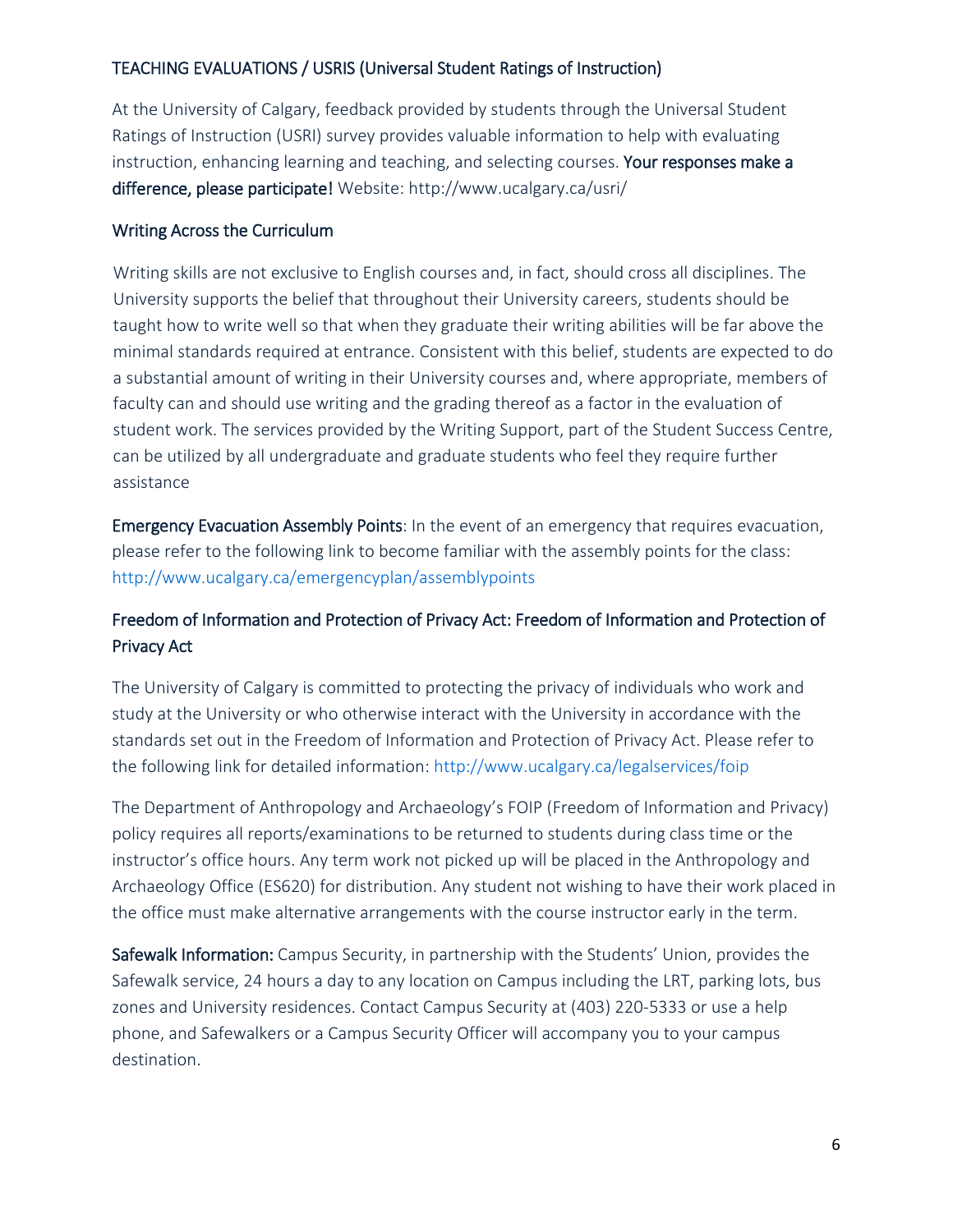## TEACHING EVALUATIONS / USRIS (Universal Student Ratings of Instruction)

At the University of Calgary, feedback provided by students through the Universal Student Ratings of Instruction (USRI) survey provides valuable information to help with evaluating instruction, enhancing learning and teaching, and selecting courses. **Your responses make a difference, please participate!** Website: http://www.ucalgary.ca/usri/

## Writing Across the Curriculum

Writing skills are not exclusive to English courses and, in fact, should cross all disciplines. The University supports the belief that throughout their University careers, students should be taught how to write well so that when they graduate their writing abilities will be far above the minimal standards required at entrance. Consistent with this belief, students are expected to do a substantial amount of writing in their University courses and, where appropriate, members of faculty can and should use writing and the grading thereof as a factor in the evaluation of student work. The services provided by the Writing Support, part of the Student Success Centre, can be utilized by all undergraduate and graduate students who feel they require further assistance

**Emergency Evacuation Assembly Points**: In the event of an emergency that requires evacuation, please refer to the following link to become familiar with the assembly points for the class: http://www.ucalgary.ca/emergencyplan/assemblypoints

## Freedom of Information and Protection of Privacy Act: Freedom of Information and Protection of Privacy Act

The University of Calgary is committed to protecting the privacy of individuals who work and study at the University or who otherwise interact with the University in accordance with the standards set out in the Freedom of Information and Protection of Privacy Act. Please refer to the following link for detailed information: http://www.ucalgary.ca/legalservices/foip

The Department of Anthropology and Archaeology's FOIP (Freedom of Information and Privacy) policy requires all reports/examinations to be returned to students during class time or the instructor's office hours. Any term work not picked up will be placed in the Anthropology and Archaeology Office (ES620) for distribution. Any student not wishing to have their work placed in the office must make alternative arrangements with the course instructor early in the term.

**Safewalk Information:** Campus Security, in partnership with the Students' Union, provides the Safewalk service, 24 hours a day to any location on Campus including the LRT, parking lots, bus zones and University residences. Contact Campus Security at (403) 220-5333 or use a help phone, and Safewalkers or a Campus Security Officer will accompany you to your campus destination.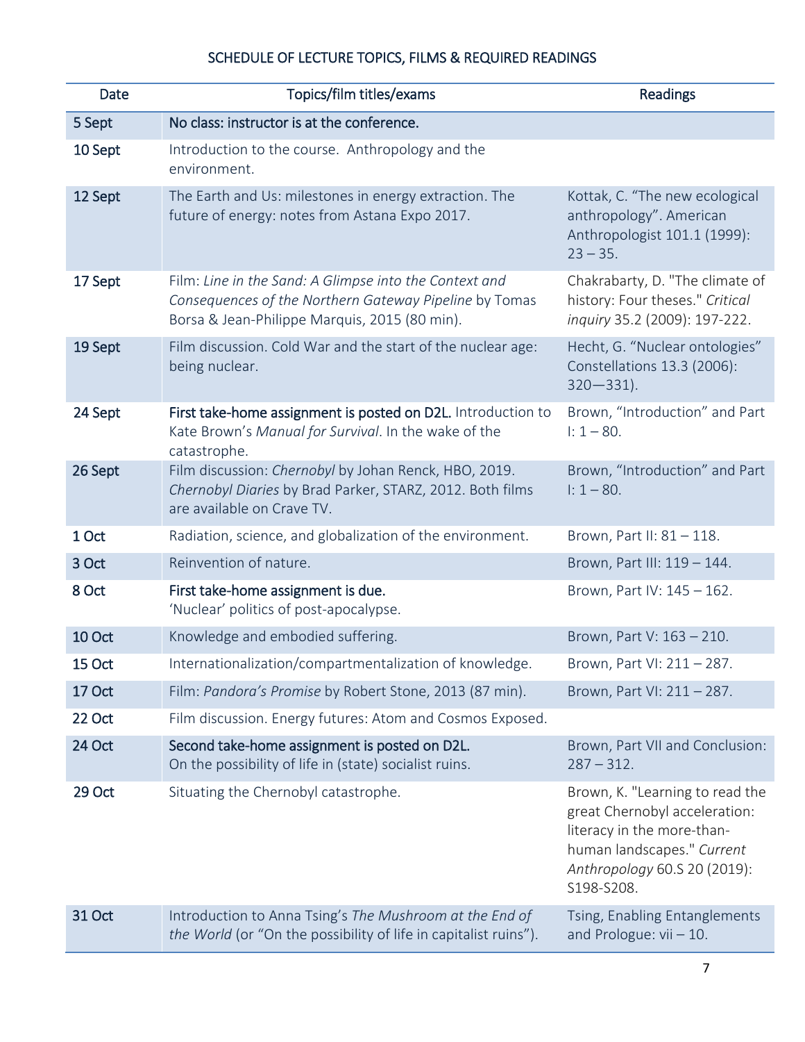# SCHEDULE OF LECTURE TOPICS, FILMS & REQUIRED READINGS

| Date | Topics/film titles/exams | Readings |
|---|---|---|
| 5 Sept | No class: instructor is at the conference. | |
| 10 Sept | Introduction to the course. Anthropology and the environment. | |
| 12 Sept | The Earth and Us: milestones in energy extraction. The future of energy: notes from Astana Expo 2017. | Kottak, C. "The new ecological anthropology". American Anthropologist 101.1 (1999): 23 – 35. |
| 17 Sept | Film: *Line in the Sand: A Glimpse into the Context and Consequences of the Northern Gateway Pipeline* by Tomas Borsa & Jean-Philippe Marquis, 2015 (80 min). | Chakrabarty, D. "The climate of history: Four theses." *Critical inquiry* 35.2 (2009): 197-222. |
| 19 Sept | Film discussion. Cold War and the start of the nuclear age: being nuclear. | Hecht, G. "Nuclear ontologies" Constellations 13.3 (2006): 320—331). |
| 24 Sept | First take-home assignment is posted on D2L. Introduction to Kate Brown's *Manual for Survival*. In the wake of the catastrophe. | Brown, "Introduction" and Part I: 1 – 80. |
| 26 Sept | Film discussion: *Chernobyl* by Johan Renck, HBO, 2019. *Chernobyl Diaries* by Brad Parker, STARZ, 2012. Both films are available on Crave TV. | Brown, "Introduction" and Part I: 1 – 80. |
| 1 Oct | Radiation, science, and globalization of the environment. | Brown, Part II: 81 – 118. |
| 3 Oct | Reinvention of nature. | Brown, Part III: 119 – 144. |
| 8 Oct | First take-home assignment is due. 'Nuclear' politics of post-apocalypse. | Brown, Part IV: 145 – 162. |
| 10 Oct | Knowledge and embodied suffering. | Brown, Part V: 163 – 210. |
| 15 Oct | Internationalization/compartmentalization of knowledge. | Brown, Part VI: 211 – 287. |
| 17 Oct | Film: *Pandora's Promise* by Robert Stone, 2013 (87 min). | Brown, Part VI: 211 – 287. |
| 22 Oct | Film discussion. Energy futures: Atom and Cosmos Exposed. | |
| 24 Oct | Second take-home assignment is posted on D2L. On the possibility of life in (state) socialist ruins. | Brown, Part VII and Conclusion: 287 – 312. |
| 29 Oct | Situating the Chernobyl catastrophe. | Brown, K. "Learning to read the great Chernobyl acceleration: literacy in the more-than-human landscapes." *Current Anthropology* 60.S 20 (2019): S198-S208. |
| 31 Oct | Introduction to Anna Tsing's *The Mushroom at the End of the World* (or "On the possibility of life in capitalist ruins"). | Tsing, Enabling Entanglements and Prologue: vii – 10. |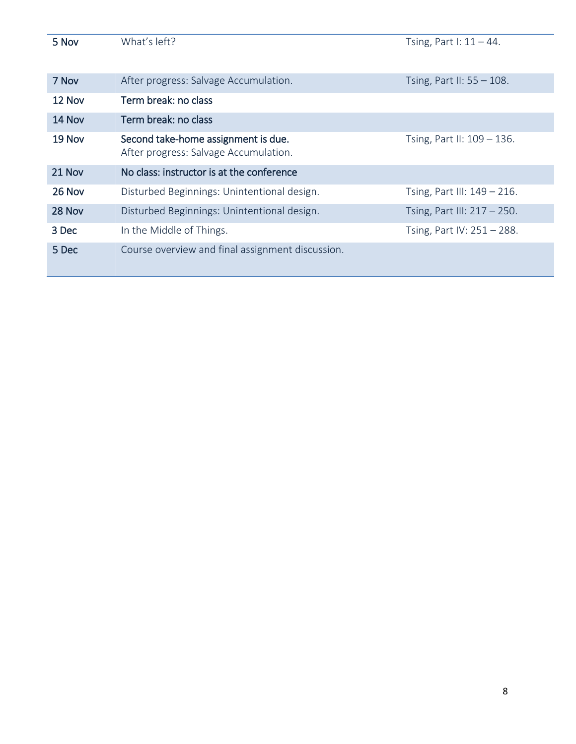| | | |
|---|---|---|
| 5 Nov | What's left? | Tsing, Part I: 11 – 44. |
| 7 Nov | After progress: Salvage Accumulation. | Tsing, Part II: 55 – 108. |
| 12 Nov | Term break: no class | |
| 14 Nov | Term break: no class | |
| 19 Nov | Second take-home assignment is due.<br>After progress: Salvage Accumulation. | Tsing, Part II: 109 – 136. |
| 21 Nov | No class: instructor is at the conference | |
| 26 Nov | Disturbed Beginnings: Unintentional design. | Tsing, Part III: 149 – 216. |
| 28 Nov | Disturbed Beginnings: Unintentional design. | Tsing, Part III: 217 – 250. |
| 3 Dec | In the Middle of Things. | Tsing, Part IV: 251 – 288. |
| 5 Dec | Course overview and final assignment discussion. | |